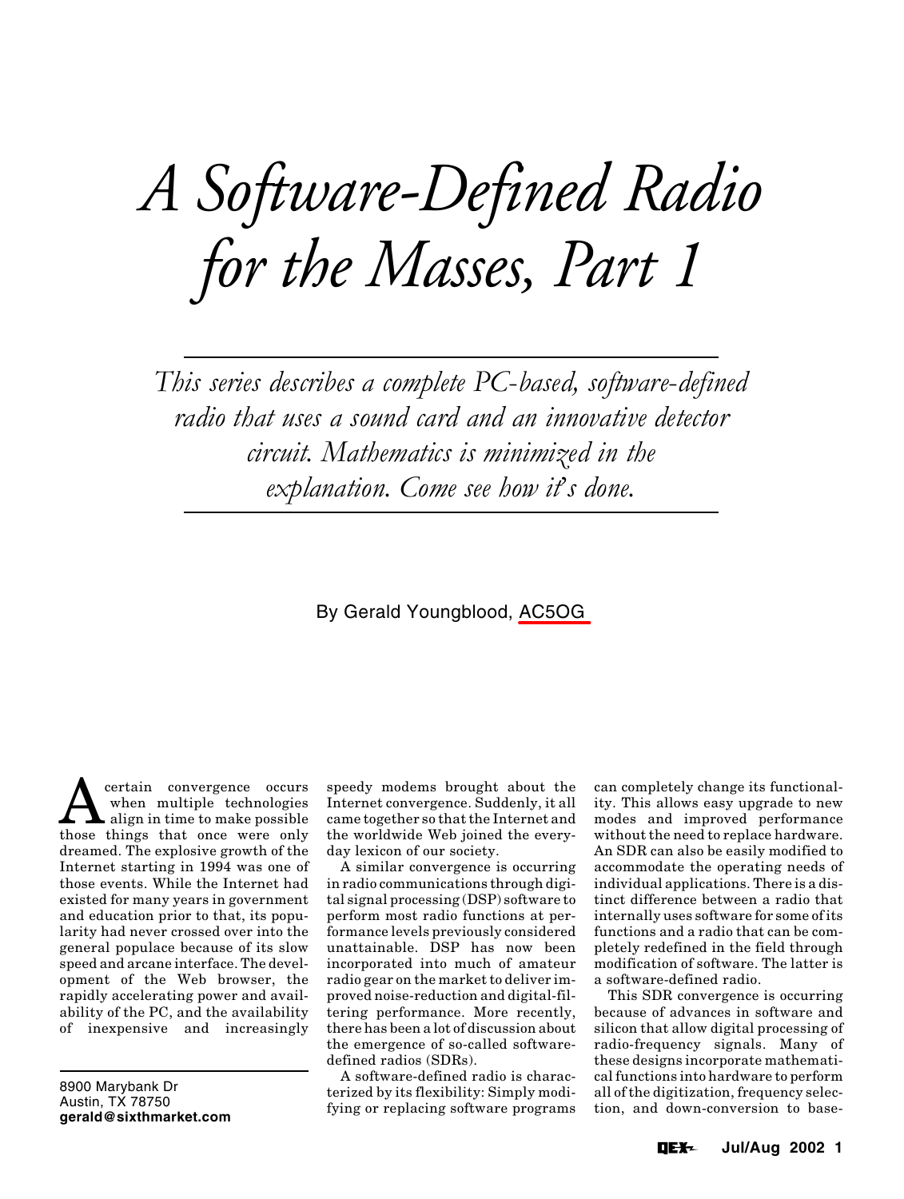# A Software-Defined Radio for the Masses, Part 1

*This series describes a complete PC-based, software-defined radio that uses a sound card and an innovative detector circuit. Mathematics is minimized in the explanation. Come see how it's done.*

By Gerald Youngblood, AC5OG

8900 Marybank Dr
Austin, TX 78750
**gerald@sixthmarket.com**

A certain convergence occurs when multiple technologies align in time to make possible those things that once were only dreamed. The explosive growth of the Internet starting in 1994 was one of those events. While the Internet had existed for many years in government and education prior to that, its popularity had never crossed over into the general populace because of its slow speed and arcane interface. The development of the Web browser, the rapidly accelerating power and availability of the PC, and the availability of inexpensive and increasingly speedy modems brought about the Internet convergence. Suddenly, it all came together so that the Internet and the worldwide Web joined the everyday lexicon of our society.

A similar convergence is occurring in radio communications through digital signal processing (DSP) software to perform most radio functions at performance levels previously considered unattainable. DSP has now been incorporated into much of amateur radio gear on the market to deliver improved noise-reduction and digital-filtering performance. More recently, there has been a lot of discussion about the emergence of so-called software-defined radios (SDRs).

A software-defined radio is characterized by its flexibility: Simply modifying or replacing software programs can completely change its functionality. This allows easy upgrade to new modes and improved performance without the need to replace hardware. An SDR can also be easily modified to accommodate the operating needs of individual applications. There is a distinct difference between a radio that internally uses software for some of its functions and a radio that can be completely redefined in the field through modification of software. The latter is a software-defined radio.

This SDR convergence is occurring because of advances in software and silicon that allow digital processing of radio-frequency signals. Many of these designs incorporate mathematical functions into hardware to perform all of the digitization, frequency selection, and down-conversion to base-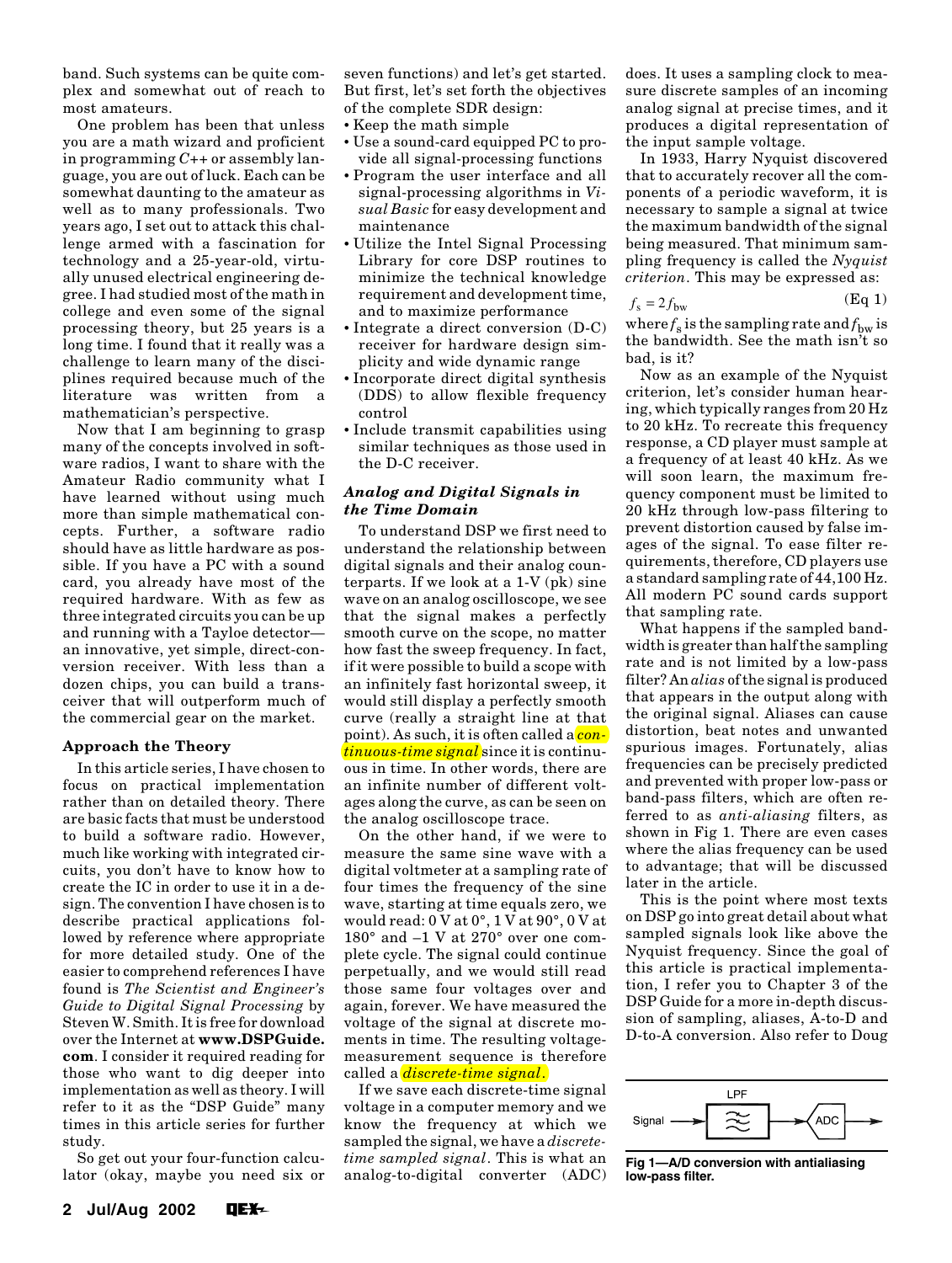band. Such systems can be quite complex and somewhat out of reach to most amateurs.

One problem has been that unless you are a math wizard and proficient in programming *C*++ or assembly language, you are out of luck. Each can be somewhat daunting to the amateur as well as to many professionals. Two years ago, I set out to attack this challenge armed with a fascination for technology and a 25-year-old, virtually unused electrical engineering degree. I had studied most of the math in college and even some of the signal processing theory, but 25 years is a long time. I found that it really was a challenge to learn many of the disciplines required because much of the literature was written from a mathematician's perspective.

Now that I am beginning to grasp many of the concepts involved in software radios, I want to share with the Amateur Radio community what I have learned without using much more than simple mathematical concepts. Further, a software radio should have as little hardware as possible. If you have a PC with a sound card, you already have most of the required hardware. With as few as three integrated circuits you can be up and running with a Tayloe detector—an innovative, yet simple, direct-conversion receiver. With less than a dozen chips, you can build a transceiver that will outperform much of the commercial gear on the market.

### Approach the Theory

In this article series, I have chosen to focus on practical implementation rather than on detailed theory. There are basic facts that must be understood to build a software radio. However, much like working with integrated circuits, you don't have to know how to create the IC in order to use it in a design. The convention I have chosen is to describe practical applications followed by reference where appropriate for more detailed study. One of the easier to comprehend references I have found is *The Scientist and Engineer's Guide to Digital Signal Processing* by Steven W. Smith. It is free for download over the Internet at **www.DSPGuide.com**. I consider it required reading for those who want to dig deeper into implementation as well as theory. I will refer to it as the "DSP Guide" many times in this article series for further study.

So get out your four-function calculator (okay, maybe you need six or seven functions) and let's get started. But first, let's set forth the objectives of the complete SDR design:

- Keep the math simple
- Use a sound-card equipped PC to provide all signal-processing functions
- Program the user interface and all signal-processing algorithms in *Visual Basic* for easy development and maintenance
- Utilize the Intel Signal Processing Library for core DSP routines to minimize the technical knowledge requirement and development time, and to maximize performance
- Integrate a direct conversion (D-C) receiver for hardware design simplicity and wide dynamic range
- Incorporate direct digital synthesis (DDS) to allow flexible frequency control
- Include transmit capabilities using similar techniques as those used in the D-C receiver.

### *Analog and Digital Signals in the Time Domain*

To understand DSP we first need to understand the relationship between digital signals and their analog counterparts. If we look at a 1-V (pk) sine wave on an analog oscilloscope, we see that the signal makes a perfectly smooth curve on the scope, no matter how fast the sweep frequency. In fact, if it were possible to build a scope with an infinitely fast horizontal sweep, it would still display a perfectly smooth curve (really a straight line at that point). As such, it is often called a *continuous-time signal* since it is continuous in time. In other words, there are an infinite number of different voltages along the curve, as can be seen on the analog oscilloscope trace.

On the other hand, if we were to measure the same sine wave with a digital voltmeter at a sampling rate of four times the frequency of the sine wave, starting at time equals zero, we would read: 0 V at 0°, 1 V at 90°, 0 V at 180° and –1 V at 270° over one complete cycle. The signal could continue perpetually, and we would still read those same four voltages over and again, forever. We have measured the voltage of the signal at discrete moments in time. The resulting voltage-measurement sequence is therefore called a *discrete-time signal*.

If we save each discrete-time signal voltage in a computer memory and we know the frequency at which we sampled the signal, we have a *discrete-time sampled signal*. This is what an analog-to-digital converter (ADC) does. It uses a sampling clock to measure discrete samples of an incoming analog signal at precise times, and it produces a digital representation of the input sample voltage.

In 1933, Harry Nyquist discovered that to accurately recover all the components of a periodic waveform, it is necessary to sample a signal at twice the maximum bandwidth of the signal being measured. That minimum sampling frequency is called the *Nyquist criterion*. This may be expressed as:

$$f_s = 2 f_{bw} \qquad \text{(Eq 1)}$$

where $f_s$ is the sampling rate and $f_{bw}$ is the bandwidth. See the math isn't so bad, is it?

Now as an example of the Nyquist criterion, let's consider human hearing, which typically ranges from 20 Hz to 20 kHz. To recreate this frequency response, a CD player must sample at a frequency of at least 40 kHz. As we will soon learn, the maximum frequency component must be limited to 20 kHz through low-pass filtering to prevent distortion caused by false images of the signal. To ease filter requirements, therefore, CD players use a standard sampling rate of 44,100 Hz. All modern PC sound cards support that sampling rate.

What happens if the sampled bandwidth is greater than half the sampling rate and is not limited by a low-pass filter? An *alias* of the signal is produced that appears in the output along with the original signal. Aliases can cause distortion, beat notes and unwanted spurious images. Fortunately, alias frequencies can be precisely predicted and prevented with proper low-pass or band-pass filters, which are often referred to as *anti-aliasing* filters, as shown in Fig 1. There are even cases where the alias frequency can be used to advantage; that will be discussed later in the article.

This is the point where most texts on DSP go into great detail about what sampled signals look like above the Nyquist frequency. Since the goal of this article is practical implementation, I refer you to Chapter 3 of the DSP Guide for a more in-depth discussion of sampling, aliases, A-to-D and D-to-A conversion. Also refer to Doug

Signal → LPF → ADC →

**Fig 1—A/D conversion with antialiasing low-pass filter.**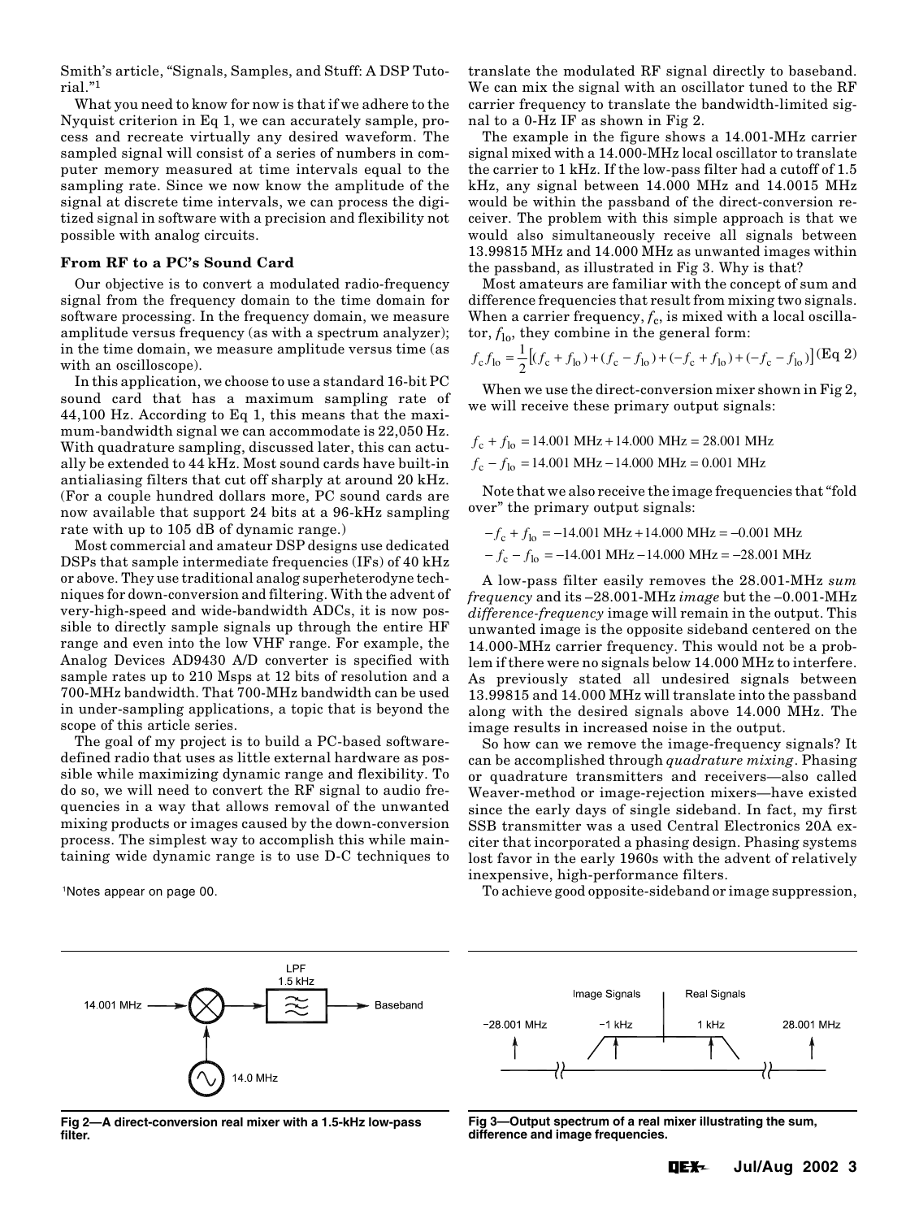Smith's article, "Signals, Samples, and Stuff: A DSP Tutorial."[1]

What you need to know for now is that if we adhere to the Nyquist criterion in Eq 1, we can accurately sample, process and recreate virtually any desired waveform. The sampled signal will consist of a series of numbers in computer memory measured at time intervals equal to the sampling rate. Since we now know the amplitude of the signal at discrete time intervals, we can process the digitized signal in software with a precision and flexibility not possible with analog circuits.

### From RF to a PC's Sound Card

Our objective is to convert a modulated radio-frequency signal from the frequency domain to the time domain for software processing. In the frequency domain, we measure amplitude versus frequency (as with a spectrum analyzer); in the time domain, we measure amplitude versus time (as with an oscilloscope).

In this application, we choose to use a standard 16-bit PC sound card that has a maximum sampling rate of 44,100 Hz. According to Eq 1, this means that the maximum-bandwidth signal we can accommodate is 22,050 Hz. With quadrature sampling, discussed later, this can actually be extended to 44 kHz. Most sound cards have built-in antialiasing filters that cut off sharply at around 20 kHz. (For a couple hundred dollars more, PC sound cards are now available that support 24 bits at a 96-kHz sampling rate with up to 105 dB of dynamic range.)

Most commercial and amateur DSP designs use dedicated DSPs that sample intermediate frequencies (IFs) of 40 kHz or above. They use traditional analog superheterodyne techniques for down-conversion and filtering. With the advent of very-high-speed and wide-bandwidth ADCs, it is now possible to directly sample signals up through the entire HF range and even into the low VHF range. For example, the Analog Devices AD9430 A/D converter is specified with sample rates up to 210 Msps at 12 bits of resolution and a 700-MHz bandwidth. That 700-MHz bandwidth can be used in under-sampling applications, a topic that is beyond the scope of this article series.

The goal of my project is to build a PC-based software-defined radio that uses as little external hardware as possible while maximizing dynamic range and flexibility. To do so, we will need to convert the RF signal to audio frequencies in a way that allows removal of the unwanted mixing products or images caused by the down-conversion process. The simplest way to accomplish this while maintaining wide dynamic range is to use D-C techniques to translate the modulated RF signal directly to baseband. We can mix the signal with an oscillator tuned to the RF carrier frequency to translate the bandwidth-limited signal to a 0-Hz IF as shown in Fig 2.

[1]Notes appear on page 00.

The example in the figure shows a 14.001-MHz carrier signal mixed with a 14.000-MHz local oscillator to translate the carrier to 1 kHz. If the low-pass filter had a cutoff of 1.5 kHz, any signal between 14.000 MHz and 14.0015 MHz would be within the passband of the direct-conversion receiver. The problem with this simple approach is that we would also simultaneously receive all signals between 13.99815 MHz and 14.000 MHz as unwanted images within the passband, as illustrated in Fig 3. Why is that?

Most amateurs are familiar with the concept of sum and difference frequencies that result from mixing two signals. When a carrier frequency, $f_c$, is mixed with a local oscillator, $f_{lo}$, they combine in the general form:

$$f_c f_{lo} = \frac{1}{2}\left[(f_c + f_{lo}) + (f_c - f_{lo}) + (-f_c + f_{lo}) + (-f_c - f_{lo})\right] \quad \text{(Eq 2)}$$

When we use the direct-conversion mixer shown in Fig 2, we will receive these primary output signals:

$$f_c + f_{lo} = 14.001 \text{ MHz} + 14.000 \text{ MHz} = 28.001 \text{ MHz}$$

$$f_c - f_{lo} = 14.001 \text{ MHz} - 14.000 \text{ MHz} = 0.001 \text{ MHz}$$

Note that we also receive the image frequencies that "fold over" the primary output signals:

$$-f_c + f_{lo} = -14.001 \text{ MHz} + 14.000 \text{ MHz} = -0.001 \text{ MHz}$$

$$-f_c - f_{lo} = -14.001 \text{ MHz} - 14.000 \text{ MHz} = -28.001 \text{ MHz}$$

A low-pass filter easily removes the 28.001-MHz *sum frequency* and its –28.001-MHz *image* but the –0.001-MHz *difference-frequency* image will remain in the output. This unwanted image is the opposite sideband centered on the 14.000-MHz carrier frequency. This would not be a problem if there were no signals below 14.000 MHz to interfere. As previously stated all undesired signals between 13.99815 and 14.000 MHz will translate into the passband along with the desired signals above 14.000 MHz. The image results in increased noise in the output.

So how can we remove the image-frequency signals? It can be accomplished through *quadrature mixing*. Phasing or quadrature transmitters and receivers—also called Weaver-method or image-rejection mixers—have existed since the early days of single sideband. In fact, my first SSB transmitter was a used Central Electronics 20A exciter that incorporated a phasing design. Phasing systems lost favor in the early 1960s with the advent of relatively inexpensive, high-performance filters.

To achieve good opposite-sideband or image suppression,

**Fig 2—A direct-conversion real mixer with a 1.5-kHz low-pass filter.**

**Fig 3—Output spectrum of a real mixer illustrating the sum, difference and image frequencies.**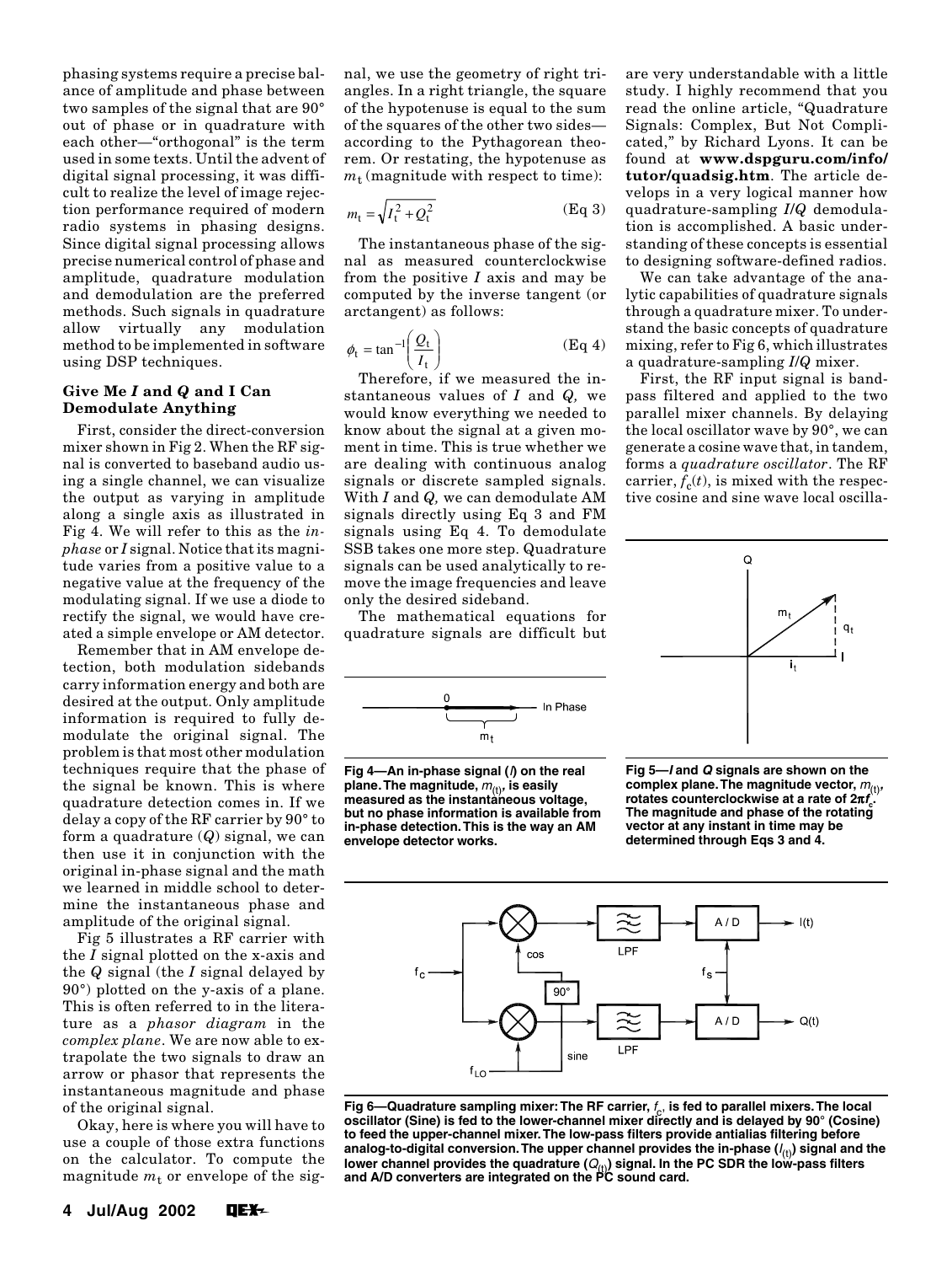phasing systems require a precise balance of amplitude and phase between two samples of the signal that are 90° out of phase or in quadrature with each other—"orthogonal" is the term used in some texts. Until the advent of digital signal processing, it was difficult to realize the level of image rejection performance required of modern radio systems in phasing designs. Since digital signal processing allows precise numerical control of phase and amplitude, quadrature modulation and demodulation are the preferred methods. Such signals in quadrature allow virtually any modulation method to be implemented in software using DSP techniques.

### Give Me *I* and *Q* and I Can Demodulate Anything

First, consider the direct-conversion mixer shown in Fig 2. When the RF signal is converted to baseband audio using a single channel, we can visualize the output as varying in amplitude along a single axis as illustrated in Fig 4. We will refer to this as the *in-phase* or *I* signal. Notice that its magnitude varies from a positive value to a negative value at the frequency of the modulating signal. If we use a diode to rectify the signal, we would have created a simple envelope or AM detector.

Remember that in AM envelope detection, both modulation sidebands carry information energy and both are desired at the output. Only amplitude information is required to fully demodulate the original signal. The problem is that most other modulation techniques require that the phase of the signal be known. This is where quadrature detection comes in. If we delay a copy of the RF carrier by 90° to form a quadrature (*Q*) signal, we can then use it in conjunction with the original in-phase signal and the math we learned in middle school to determine the instantaneous phase and amplitude of the original signal.

Fig 5 illustrates a RF carrier with the *I* signal plotted on the x-axis and the *Q* signal (the *I* signal delayed by 90°) plotted on the y-axis of a plane. This is often referred to in the literature as a *phasor diagram* in the *complex plane*. We are now able to extrapolate the two signals to draw an arrow or phasor that represents the instantaneous magnitude and phase of the original signal.

Okay, here is where you will have to use a couple of those extra functions on the calculator. To compute the magnitude $m_t$ or envelope of the signal, we use the geometry of right triangles. In a right triangle, the square of the hypotenuse is equal to the sum of the squares of the other two sides—according to the Pythagorean theorem. Or restating, the hypotenuse as $m_t$ (magnitude with respect to time):

$$m_t = \sqrt{I_t^2 + Q_t^2} \quad \text{(Eq 3)}$$

The instantaneous phase of the signal as measured counterclockwise from the positive *I* axis and may be computed by the inverse tangent (or arctangent) as follows:

$$\phi_t = \tan^{-1}\left(\frac{Q_t}{I_t}\right) \quad \text{(Eq 4)}$$

Therefore, if we measured the instantaneous values of *I* and *Q*, we would know everything we needed to know about the signal at a given moment in time. This is true whether we are dealing with continuous analog signals or discrete sampled signals. With *I* and *Q*, we can demodulate AM signals directly using Eq 3 and FM signals using Eq 4. To demodulate SSB takes one more step. Quadrature signals can be used analytically to remove the image frequencies and leave only the desired sideband.

The mathematical equations for quadrature signals are difficult but are very understandable with a little study. I highly recommend that you read the online article, "Quadrature Signals: Complex, But Not Complicated," by Richard Lyons. It can be found at **www.dspguru.com/info/tutor/quadsig.htm**. The article develops in a very logical manner how quadrature-sampling *I*/*Q* demodulation is accomplished. A basic understanding of these concepts is essential to designing software-defined radios.

We can take advantage of the analytic capabilities of quadrature signals through a quadrature mixer. To understand the basic concepts of quadrature mixing, refer to Fig 6, which illustrates a quadrature-sampling *I*/*Q* mixer.

First, the RF input signal is bandpass filtered and applied to the two parallel mixer channels. By delaying the local oscillator wave by 90°, we can generate a cosine wave that, in tandem, forms a *quadrature oscillator*. The RF carrier, $f_c(t)$, is mixed with the respective cosine and sine wave local oscilla-

**Fig 4—An in-phase signal (*I*) on the real plane. The magnitude, $m_{(t)}$, is easily measured as the instantaneous voltage, but no phase information is available from in-phase detection. This is the way an AM envelope detector works.**

**Fig 5—*I* and *Q* signals are shown on the complex plane. The magnitude vector, $m_{(t)}$, rotates counterclockwise at a rate of $2\pi f_c$. The magnitude and phase of the rotating vector at any instant in time may be determined through Eqs 3 and 4.**

**Fig 6—Quadrature sampling mixer: The RF carrier, $f_c$, is fed to parallel mixers. The local oscillator (Sine) is fed to the lower-channel mixer directly and is delayed by 90° (Cosine) to feed the upper-channel mixer. The low-pass filters provide antialias filtering before analog-to-digital conversion. The upper channel provides the in-phase ($I_{(t)}$) signal and the lower channel provides the quadrature ($Q_{(t)}$) signal. In the PC SDR the low-pass filters and A/D converters are integrated on the PC sound card.**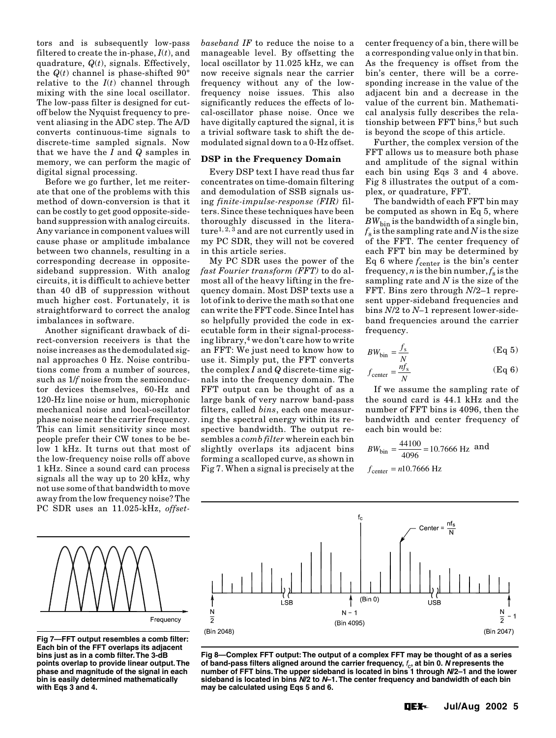tors and is subsequently low-pass filtered to create the in-phase, $I(t)$, and quadrature, $Q(t)$, signals. Effectively, the $Q(t)$ channel is phase-shifted 90° relative to the $I(t)$ channel through mixing with the sine local oscillator. The low-pass filter is designed for cutoff below the Nyquist frequency to prevent aliasing in the ADC step. The A/D converts continuous-time signals to discrete-time sampled signals. Now that we have the $I$ and $Q$ samples in memory, we can perform the magic of digital signal processing.

Before we go further, let me reiterate that one of the problems with this method of down-conversion is that it can be costly to get good opposite-sideband suppression with analog circuits. Any variance in component values will cause phase or amplitude imbalance between two channels, resulting in a corresponding decrease in opposite-sideband suppression. With analog circuits, it is difficult to achieve better than 40 dB of suppression without much higher cost. Fortunately, it is straightforward to correct the analog imbalances in software.

Another significant drawback of direct-conversion receivers is that the noise increases as the demodulated signal approaches 0 Hz. Noise contributions come from a number of sources, such as $1/f$ noise from the semiconductor devices themselves, 60-Hz and 120-Hz line noise or hum, microphonic mechanical noise and local-oscillator phase noise near the carrier frequency. This can limit sensitivity since most people prefer their CW tones to be below 1 kHz. It turns out that most of the low-frequency noise rolls off above 1 kHz. Since a sound card can process signals all the way up to 20 kHz, why not use some of that bandwidth to move away from the low frequency noise? The PC SDR uses an 11.025-kHz, *offset-baseband IF* to reduce the noise to a manageable level. By offsetting the local oscillator by 11.025 kHz, we can now receive signals near the carrier frequency without any of the low-frequency noise issues. This also significantly reduces the effects of local-oscillator phase noise. Once we have digitally captured the signal, it is a trivial software task to shift the demodulated signal down to a 0-Hz offset.

### DSP in the Frequency Domain

Every DSP text I have read thus far concentrates on time-domain filtering and demodulation of SSB signals using *finite-impulse-response (FIR)* filters. Since these techniques have been thoroughly discussed in the literature[1, 2, 3] and are not currently used in my PC SDR, they will not be covered in this article series.

My PC SDR uses the power of the *fast Fourier transform (FFT)* to do almost all of the heavy lifting in the frequency domain. Most DSP texts use a lot of ink to derive the math so that one can write the FFT code. Since Intel has so helpfully provided the code in executable form in their signal-processing library,[4] we don't care how to write an FFT: We just need to know how to use it. Simply put, the FFT converts the complex $I$ and $Q$ discrete-time signals into the frequency domain. The FFT output can be thought of as a large bank of very narrow band-pass filters, called *bins*, each one measuring the spectral energy within its respective bandwidth. The output resembles a *comb filter* wherein each bin slightly overlaps its adjacent bins forming a scalloped curve, as shown in Fig 7. When a signal is precisely at the center frequency of a bin, there will be a corresponding value only in that bin. As the frequency is offset from the bin's center, there will be a corresponding increase in the value of the adjacent bin and a decrease in the value of the current bin. Mathematical analysis fully describes the relationship between FFT bins,[5] but such is beyond the scope of this article.

Further, the complex version of the FFT allows us to measure both phase and amplitude of the signal within each bin using Eqs 3 and 4 above. Fig 8 illustrates the output of a complex, or quadrature, FFT.

The bandwidth of each FFT bin may be computed as shown in Eq 5, where $BW_{bin}$ is the bandwidth of a single bin, $f_s$ is the sampling rate and $N$ is the size of the FFT. The center frequency of each FFT bin may be determined by Eq 6 where $f_{center}$ is the bin's center frequency, $n$ is the bin number, $f_s$ is the sampling rate and $N$ is the size of the FFT. Bins zero through $N/2-1$ represent upper-sideband frequencies and bins $N/2$ to $N-1$ represent lower-sideband frequencies around the carrier frequency.

$$BW_{bin} = \frac{f_s}{N} \qquad \text{(Eq 5)}$$

$$f_{center} = \frac{nf_s}{N} \qquad \text{(Eq 6)}$$

If we assume the sampling rate of the sound card is 44.1 kHz and the number of FFT bins is 4096, then the bandwidth and center frequency of each bin would be:

$$BW_{bin} = \frac{44100}{4096} = 10.7666 \text{ Hz} \quad \text{and}$$

$$f_{center} = n10.7666 \text{ Hz}$$

**Fig 7—FFT output resembles a comb filter: Each bin of the FFT overlaps its adjacent bins just as in a comb filter. The 3-dB points overlap to provide linear output. The phase and magnitude of the signal in each bin is easily determined mathematically with Eqs 3 and 4.**

**Fig 8—Complex FFT output: The output of a complex FFT may be thought of as a series of band-pass filters aligned around the carrier frequency, $f_c$, at bin 0. $N$ represents the number of FFT bins. The upper sideband is located in bins 1 through $N/2-1$ and the lower sideband is located in bins $N/2$ to $N-1$. The center frequency and bandwidth of each bin may be calculated using Eqs 5 and 6.**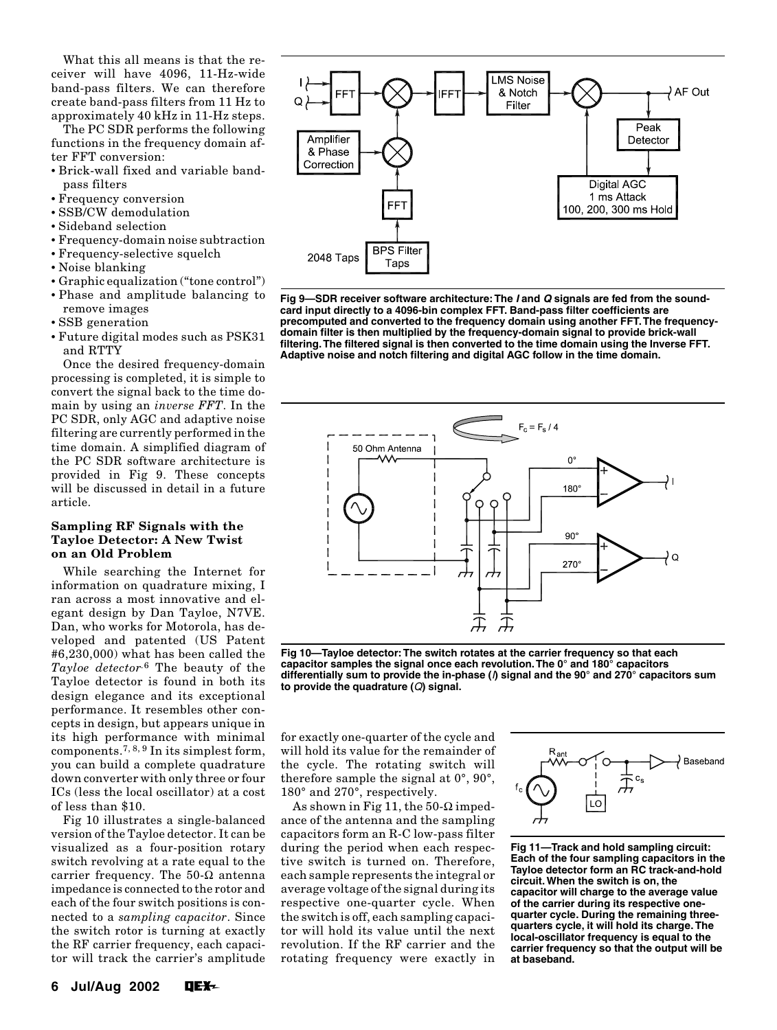What this all means is that the receiver will have 4096, 11-Hz-wide band-pass filters. We can therefore create band-pass filters from 11 Hz to approximately 40 kHz in 11-Hz steps.

The PC SDR performs the following functions in the frequency domain after FFT conversion:

- Brick-wall fixed and variable band-pass filters
- Frequency conversion
- SSB/CW demodulation
- Sideband selection
- Frequency-domain noise subtraction
- Frequency-selective squelch
- Noise blanking
- Graphic equalization ("tone control")
- Phase and amplitude balancing to remove images
- SSB generation
- Future digital modes such as PSK31 and RTTY

Once the desired frequency-domain processing is completed, it is simple to convert the signal back to the time domain by using an *inverse FFT*. In the PC SDR, only AGC and adaptive noise filtering are currently performed in the time domain. A simplified diagram of the PC SDR software architecture is provided in Fig 9. These concepts will be discussed in detail in a future article.

**Fig 9—SDR receiver software architecture: The *I* and *Q* signals are fed from the sound-card input directly to a 4096-bin complex FFT. Band-pass filter coefficients are precomputed and converted to the frequency domain using another FFT. The frequency-domain filter is then multiplied by the frequency-domain signal to provide brick-wall filtering. The filtered signal is then converted to the time domain using the Inverse FFT. Adaptive noise and notch filtering and digital AGC follow in the time domain.**

### Sampling RF Signals with the Tayloe Detector: A New Twist on an Old Problem

While searching the Internet for information on quadrature mixing, I ran across a most innovative and elegant design by Dan Tayloe, N7VE. Dan, who works for Motorola, has developed and patented (US Patent #6,230,000) what has been called the *Tayloe detector*.[6] The beauty of the Tayloe detector is found in both its design elegance and its exceptional performance. It resembles other concepts in design, but appears unique in its high performance with minimal components.[7, 8, 9] In its simplest form, you can build a complete quadrature down converter with only three or four ICs (less the local oscillator) at a cost of less than $10.

Fig 10 illustrates a single-balanced version of the Tayloe detector. It can be visualized as a four-position rotary switch revolving at a rate equal to the carrier frequency. The 50-Ω antenna impedance is connected to the rotor and each of the four switch positions is connected to a *sampling capacitor*. Since the switch rotor is turning at exactly the RF carrier frequency, each capacitor will track the carrier's amplitude for exactly one-quarter of the cycle and will hold its value for the remainder of the cycle. The rotating switch will therefore sample the signal at 0°, 90°, 180° and 270°, respectively.

**Fig 10—Tayloe detector: The switch rotates at the carrier frequency so that each capacitor samples the signal once each revolution. The 0° and 180° capacitors differentially sum to provide the in-phase (*I*) signal and the 90° and 270° capacitors sum to provide the quadrature (*Q*) signal.**

As shown in Fig 11, the 50-Ω impedance of the antenna and the sampling capacitors form an R-C low-pass filter during the period when each respective switch is turned on. Therefore, each sample represents the integral or average voltage of the signal during its respective one-quarter cycle. When the switch is off, each sampling capacitor will hold its value until the next revolution. If the RF carrier and the rotating frequency were exactly in

**Fig 11—Track and hold sampling circuit: Each of the four sampling capacitors in the Tayloe detector form an RC track-and-hold circuit. When the switch is on, the capacitor will charge to the average value of the carrier during its respective one-quarter cycle. During the remaining three-quarters cycle, it will hold its charge. The local-oscillator frequency is equal to the carrier frequency so that the output will be at baseband.**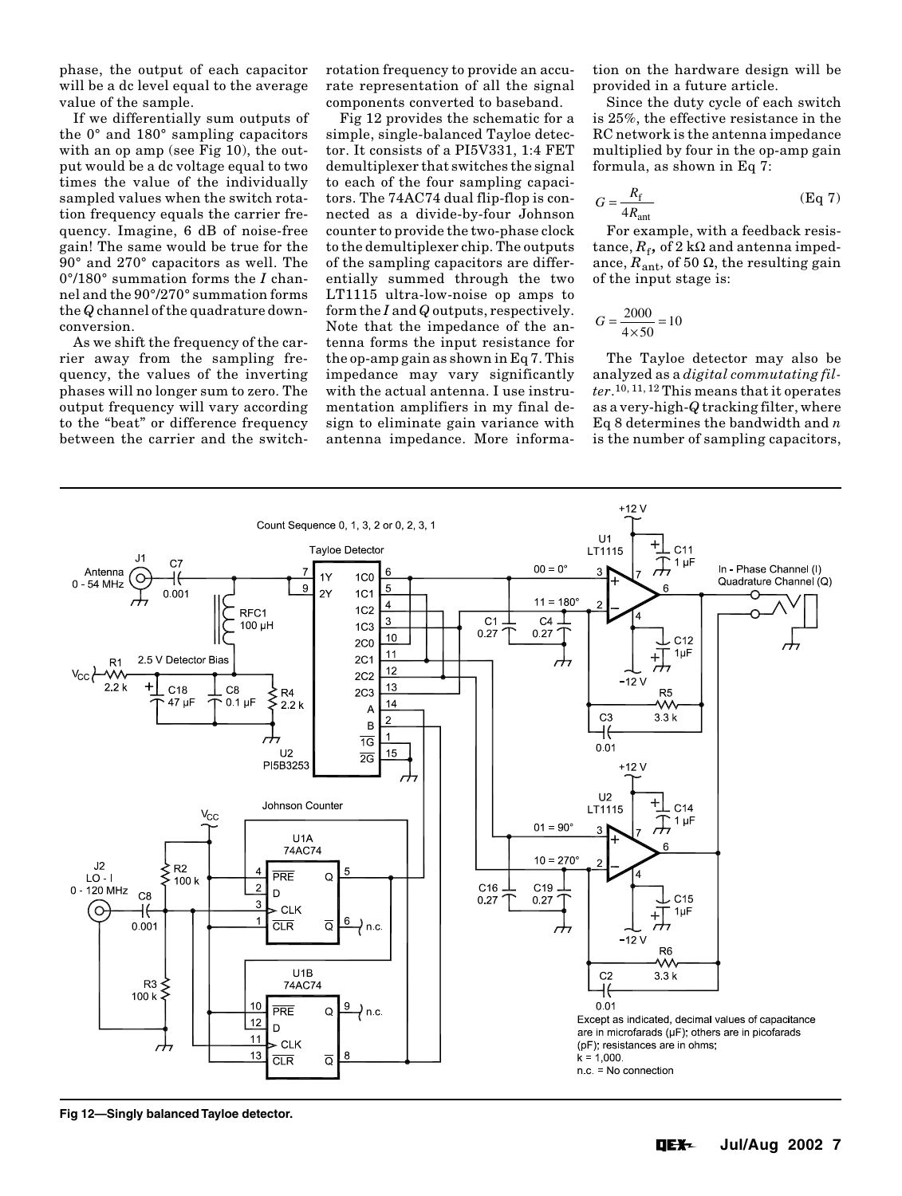phase, the output of each capacitor will be a dc level equal to the average value of the sample.

If we differentially sum outputs of the 0° and 180° sampling capacitors with an op amp (see Fig 10), the output would be a dc voltage equal to two times the value of the individually sampled values when the switch rotation frequency equals the carrier frequency. Imagine, 6 dB of noise-free gain! The same would be true for the 90° and 270° capacitors as well. The 0°/180° summation forms the *I* channel and the 90°/270° summation forms the *Q* channel of the quadrature downconversion.

As we shift the frequency of the carrier away from the sampling frequency, the values of the inverting phases will no longer sum to zero. The output frequency will vary according to the "beat" or difference frequency between the carrier and the switch-rotation frequency to provide an accurate representation of all the signal components converted to baseband.

Fig 12 provides the schematic for a simple, single-balanced Tayloe detector. It consists of a PI5V331, 1:4 FET demultiplexer that switches the signal to each of the four sampling capacitors. The 74AC74 dual flip-flop is connected as a divide-by-four Johnson counter to provide the two-phase clock to the demultiplexer chip. The outputs of the sampling capacitors are differentially summed through the two LT1115 ultra-low-noise op amps to form the *I* and *Q* outputs, respectively. Note that the impedance of the antenna forms the input resistance for the op-amp gain as shown in Eq 7. This impedance may vary significantly with the actual antenna. I use instrumentation amplifiers in my final design to eliminate gain variance with antenna impedance. More information on the hardware design will be provided in a future article.

Since the duty cycle of each switch is 25%, the effective resistance in the RC network is the antenna impedance multiplied by four in the op-amp gain formula, as shown in Eq 7:

$$G = \frac{R_f}{4R_{ant}} \qquad \text{(Eq 7)}$$

For example, with a feedback resistance, $R_f$, of 2 kΩ and antenna impedance, $R_{ant}$, of 50 Ω, the resulting gain of the input stage is:

$$G = \frac{2000}{4 \times 50} = 10$$

The Tayloe detector may also be analyzed as a *digital commutating filter*.[10, 11, 12] This means that it operates as a very-high-*Q* tracking filter, where Eq 8 determines the bandwidth and *n* is the number of sampling capacitors,

Fig 12—Singly balanced Tayloe detector.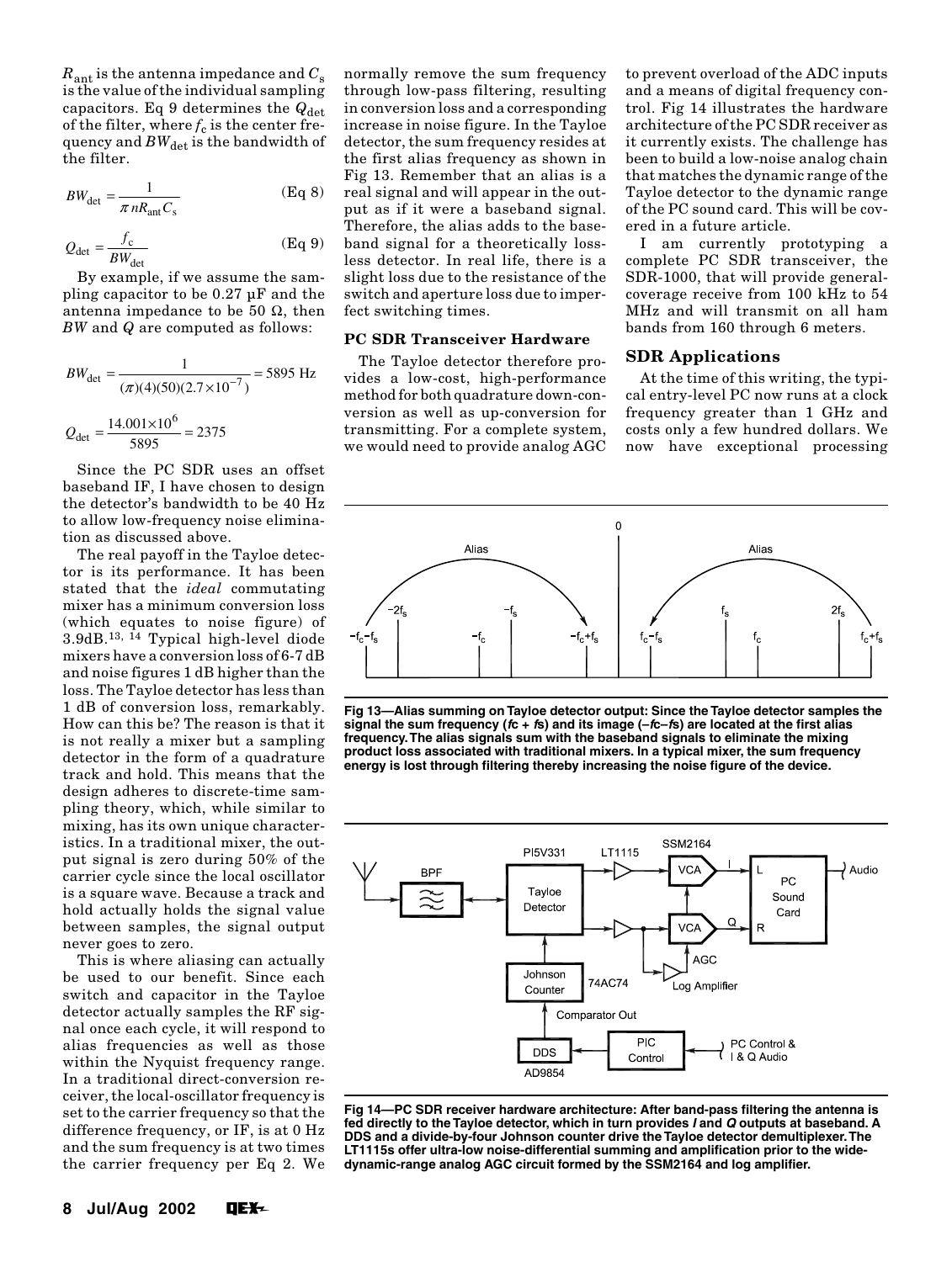$R_{ant}$ is the antenna impedance and $C_s$ is the value of the individual sampling capacitors. Eq 9 determines the $Q_{det}$ of the filter, where $f_c$ is the center frequency and $BW_{det}$ is the bandwidth of the filter.

$$BW_{det} = \frac{1}{\pi n R_{ant} C_s} \quad \text{(Eq 8)}$$

$$Q_{det} = \frac{f_c}{BW_{det}} \quad \text{(Eq 9)}$$

By example, if we assume the sampling capacitor to be 0.27 µF and the antenna impedance to be 50 Ω, then *BW* and *Q* are computed as follows:

$$BW_{det} = \frac{1}{(\pi)(4)(50)(2.7 \times 10^{-7})} = 5895 \text{ Hz}$$

$$Q_{det} = \frac{14.001 \times 10^6}{5895} = 2375$$

Since the PC SDR uses an offset baseband IF, I have chosen to design the detector's bandwidth to be 40 Hz to allow low-frequency noise elimination as discussed above.

The real payoff in the Tayloe detector is its performance. It has been stated that the *ideal* commutating mixer has a minimum conversion loss (which equates to noise figure) of 3.9dB.[13, 14] Typical high-level diode mixers have a conversion loss of 6-7 dB and noise figures 1 dB higher than the loss. The Tayloe detector has less than 1 dB of conversion loss, remarkably. How can this be? The reason is that it is not really a mixer but a sampling detector in the form of a quadrature track and hold. This means that the design adheres to discrete-time sampling theory, which, while similar to mixing, has its own unique characteristics. In a traditional mixer, the output signal is zero during 50% of the carrier cycle since the local oscillator is a square wave. Because a track and hold actually holds the signal value between samples, the signal output never goes to zero.

This is where aliasing can actually be used to our benefit. Since each switch and capacitor in the Tayloe detector actually samples the RF signal once each cycle, it will respond to alias frequencies as well as those within the Nyquist frequency range. In a traditional direct-conversion receiver, the local-oscillator frequency is set to the carrier frequency so that the difference frequency, or IF, is at 0 Hz and the sum frequency is at two times the carrier frequency per Eq 2. We normally remove the sum frequency through low-pass filtering, resulting in conversion loss and a corresponding increase in noise figure. In the Tayloe detector, the sum frequency resides at the first alias frequency as shown in Fig 13. Remember that an alias is a real signal and will appear in the output as if it were a baseband signal. Therefore, the alias adds to the baseband signal for a theoretically lossless detector. In real life, there is a slight loss due to the resistance of the switch and aperture loss due to imperfect switching times.

**Fig 13—Alias summing on Tayloe detector output: Since the Tayloe detector samples the signal the sum frequency ($f_c + f_s$) and its image ($-f_c - f_s$) are located at the first alias frequency. The alias signals sum with the baseband signals to eliminate the mixing product loss associated with traditional mixers. In a typical mixer, the sum frequency energy is lost through filtering thereby increasing the noise figure of the device.**

### PC SDR Transceiver Hardware

The Tayloe detector therefore provides a low-cost, high-performance method for both quadrature down-conversion as well as up-conversion for transmitting. For a complete system, we would need to provide analog AGC to prevent overload of the ADC inputs and a means of digital frequency control. Fig 14 illustrates the hardware architecture of the PC SDR receiver as it currently exists. The challenge has been to build a low-noise analog chain that matches the dynamic range of the Tayloe detector to the dynamic range of the PC sound card. This will be covered in a future article.

I am currently prototyping a complete PC SDR transceiver, the SDR-1000, that will provide general-coverage receive from 100 kHz to 54 MHz and will transmit on all ham bands from 160 through 6 meters.

**Fig 14—PC SDR receiver hardware architecture: After band-pass filtering the antenna is fed directly to the Tayloe detector, which in turn provides *I* and *Q* outputs at baseband. A DDS and a divide-by-four Johnson counter drive the Tayloe detector demultiplexer. The LT1115s offer ultra-low noise-differential summing and amplification prior to the wide-dynamic-range analog AGC circuit formed by the SSM2164 and log amplifier.**

### SDR Applications

At the time of this writing, the typical entry-level PC now runs at a clock frequency greater than 1 GHz and costs only a few hundred dollars. We now have exceptional processing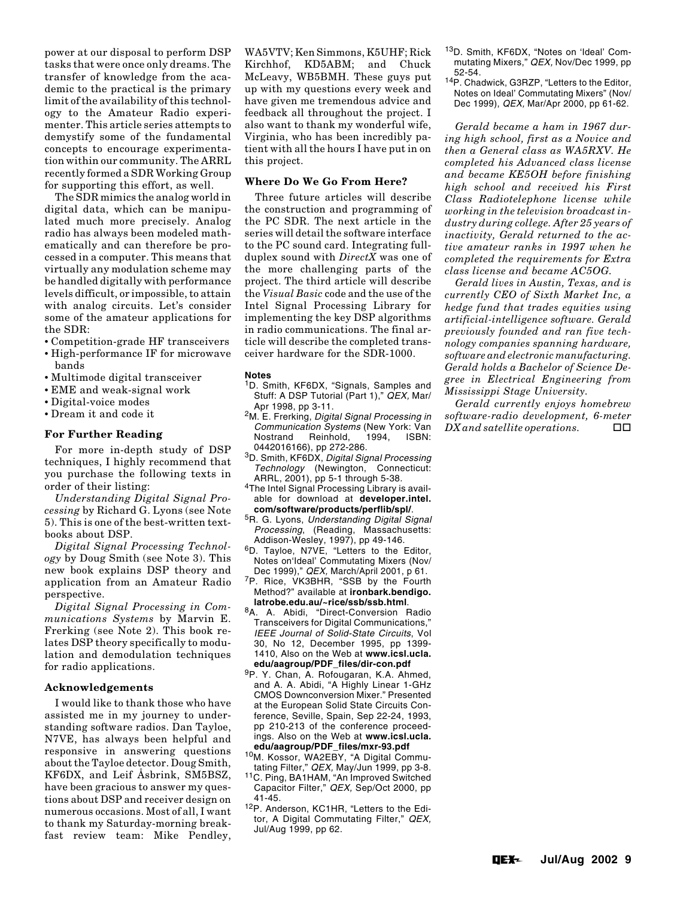power at our disposal to perform DSP tasks that were once only dreams. The transfer of knowledge from the academic to the practical is the primary limit of the availability of this technology to the Amateur Radio experimenter. This article series attempts to demystify some of the fundamental concepts to encourage experimentation within our community. The ARRL recently formed a SDR Working Group for supporting this effort, as well.

The SDR mimics the analog world in digital data, which can be manipulated much more precisely. Analog radio has always been modeled mathematically and can therefore be processed in a computer. This means that virtually any modulation scheme may be handled digitally with performance levels difficult, or impossible, to attain with analog circuits. Let's consider some of the amateur applications for the SDR:

- Competition-grade HF transceivers
- High-performance IF for microwave bands
- Multimode digital transceiver
- EME and weak-signal work
- Digital-voice modes
- Dream it and code it

### For Further Reading

For more in-depth study of DSP techniques, I highly recommend that you purchase the following texts in order of their listing:

*Understanding Digital Signal Processing* by Richard G. Lyons (see Note 5). This is one of the best-written textbooks about DSP.

*Digital Signal Processing Technology* by Doug Smith (see Note 3). This new book explains DSP theory and application from an Amateur Radio perspective.

*Digital Signal Processing in Communications Systems* by Marvin E. Frerking (see Note 2). This book relates DSP theory specifically to modulation and demodulation techniques for radio applications.

### Acknowledgements

I would like to thank those who have assisted me in my journey to understanding software radios. Dan Tayloe, N7VE, has always been helpful and responsive in answering questions about the Tayloe detector. Doug Smith, KF6DX, and Leif Åsbrink, SM5BSZ, have been gracious to answer my questions about DSP and receiver design on numerous occasions. Most of all, I want to thank my Saturday-morning breakfast review team: Mike Pendley, WA5VTV; Ken Simmons, K5UHF; Rick Kirchhof, KD5ABM; and Chuck McLeavy, WB5BMH. These guys put up with my questions every week and have given me tremendous advice and feedback all throughout the project. I also want to thank my wonderful wife, Virginia, who has been incredibly patient with all the hours I have put in on this project.

### Where Do We Go From Here?

Three future articles will describe the construction and programming of the PC SDR. The next article in the series will detail the software interface to the PC sound card. Integrating full-duplex sound with *DirectX* was one of the more challenging parts of the project. The third article will describe the *Visual Basic* code and the use of the Intel Signal Processing Library for implementing the key DSP algorithms in radio communications. The final article will describe the completed transceiver hardware for the SDR-1000.

#### Notes

[1] D. Smith, KF6DX, "Signals, Samples and Stuff: A DSP Tutorial (Part 1)," *QEX,* Mar/Apr 1998, pp 3-11.

[2] M. E. Frerking, *Digital Signal Processing in Communication Systems* (New York: Van Nostrand Reinhold, 1994, ISBN: 0442016166), pp 272-286.

[3] D. Smith, KF6DX, *Digital Signal Processing Technology* (Newington, Connecticut: ARRL, 2001), pp 5-1 through 5-38.

[4] The Intel Signal Processing Library is available for download at **developer.intel.com/software/products/perflib/spl/**.

[5] R. G. Lyons, *Understanding Digital Signal Processing*, (Reading, Massachusetts: Addison-Wesley, 1997), pp 49-146.

[6] D. Tayloe, N7VE, "Letters to the Editor, Notes on'Ideal' Commutating Mixers (Nov/Dec 1999)," *QEX,* March/April 2001, p 61.

[7] P. Rice, VK3BHR, "SSB by the Fourth Method?" available at **ironbark.bendigo.latrobe.edu.au/~rice/ssb/ssb.html**.

[8] A. A. Abidi, "Direct-Conversion Radio Transceivers for Digital Communications," *IEEE Journal of Solid-State Circuits*, Vol 30, No 12, December 1995, pp 1399-1410, Also on the Web at **www.icsl.ucla.edu/aagroup/PDF_files/dir-con.pdf**

[9] P. Y. Chan, A. Rofougaran, K.A. Ahmed, and A. A. Abidi, "A Highly Linear 1-GHz CMOS Downconversion Mixer." Presented at the European Solid State Circuits Conference, Seville, Spain, Sep 22-24, 1993, pp 210-213 of the conference proceedings. Also on the Web at **www.icsl.ucla.edu/aagroup/PDF_files/mxr-93.pdf**

[10] M. Kossor, WA2EBY, "A Digital Commutating Filter," *QEX,* May/Jun 1999, pp 3-8.

[11] C. Ping, BA1HAM, "An Improved Switched Capacitor Filter," *QEX,* Sep/Oct 2000, pp 41-45.

[12] P. Anderson, KC1HR, "Letters to the Editor, A Digital Commutating Filter," *QEX,* Jul/Aug 1999, pp 62.

[13] D. Smith, KF6DX, "Notes on 'Ideal' Commutating Mixers," *QEX,* Nov/Dec 1999, pp 52-54.

[14] P. Chadwick, G3RZP, "Letters to the Editor, Notes on Ideal' Commutating Mixers" (Nov/Dec 1999), *QEX,* Mar/Apr 2000, pp 61-62.

*Gerald became a ham in 1967 during high school, first as a Novice and then a General class as WA5RXV. He completed his Advanced class license and became KE5OH before finishing high school and received his First Class Radiotelephone license while working in the television broadcast industry during college. After 25 years of inactivity, Gerald returned to the active amateur ranks in 1997 when he completed the requirements for Extra class license and became AC5OG.*

*Gerald lives in Austin, Texas, and is currently CEO of Sixth Market Inc, a hedge fund that trades equities using artificial-intelligence software. Gerald previously founded and ran five technology companies spanning hardware, software and electronic manufacturing. Gerald holds a Bachelor of Science Degree in Electrical Engineering from Mississippi Stage University.*

*Gerald currently enjoys homebrew software-radio development, 6-meter DX and satellite operations.* □□